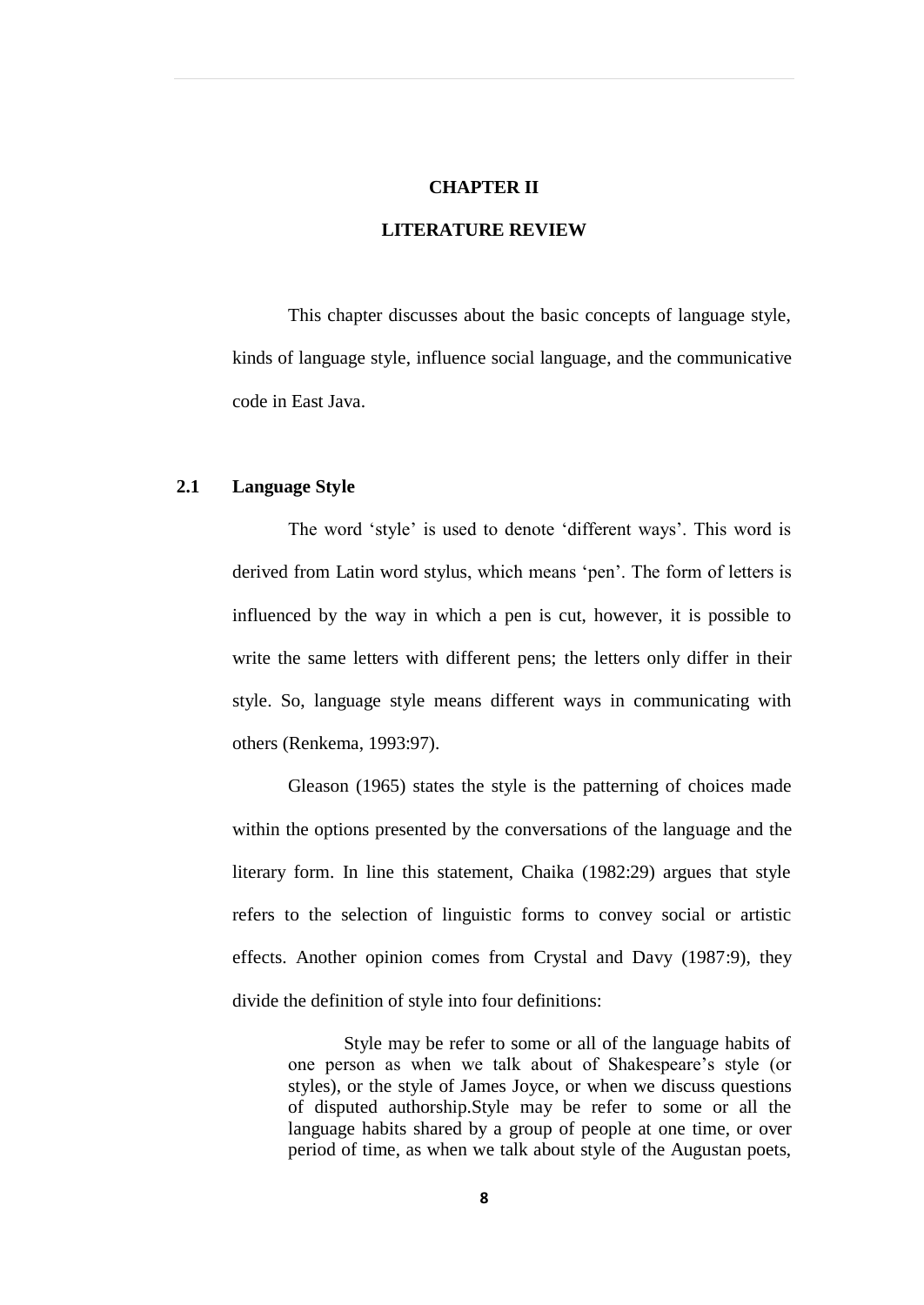# CHAPTER II

# LITERATURE REVIEW

This chapter discusses about the basic concepts of language style, kinds of language style, influence social language, and the communicative code in East Java.

## 2.1 Language Style

The word 'style' is used to denote 'different ways'. This word is derived from Latin word stylus, which means 'pen'. The form of letters is influenced by the way in which a pen is cut, however, it is possible to write the same letters with different pens; the letters only differ in their style. So, language style means different ways in communicating with others (Renkema, 1993:97).

Gleason (1965) states the style is the patterning of choices made within the options presented by the conversations of the language and the literary form. In line this statement, Chaika (1982:29) argues that style refers to the selection of linguistic forms to convey social or artistic effects. Another opinion comes from Crystal and Davy (1987:9), they divide the definition of style into four definitions:

> Style may be refer to some or all of the language habits of one person as when we talk about of Shakespeare's style (or styles), or the style of James Joyce, or when we discuss questions of disputed authorship.Style may be refer to some or all the language habits shared by a group of people at one time, or over period of time, as when we talk about style of the Augustan poets,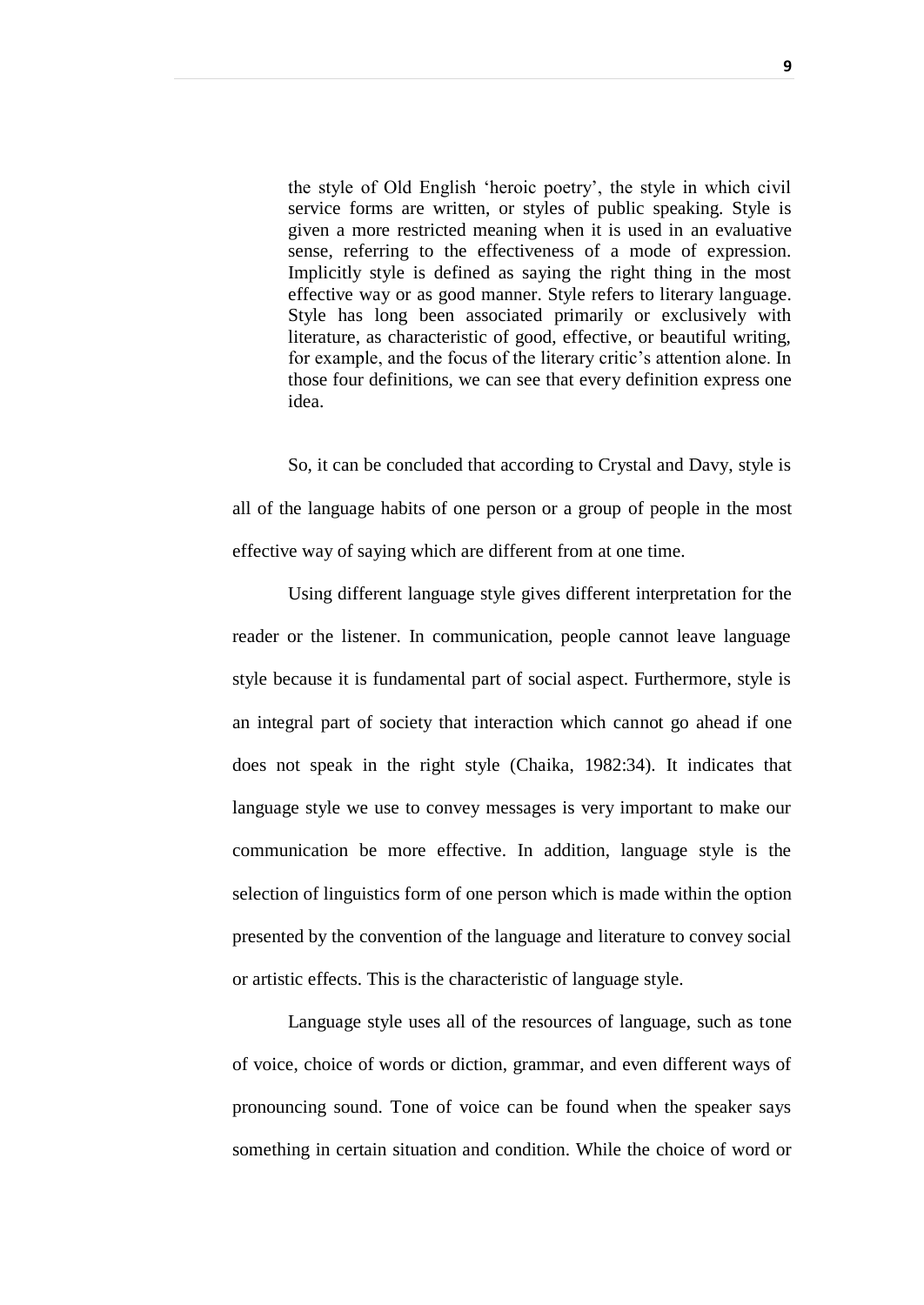> the style of Old English 'heroic poetry', the style in which civil service forms are written, or styles of public speaking. Style is given a more restricted meaning when it is used in an evaluative sense, referring to the effectiveness of a mode of expression. Implicitly style is defined as saying the right thing in the most effective way or as good manner. Style refers to literary language. Style has long been associated primarily or exclusively with literature, as characteristic of good, effective, or beautiful writing, for example, and the focus of the literary critic's attention alone. In those four definitions, we can see that every definition express one idea.

So, it can be concluded that according to Crystal and Davy, style is all of the language habits of one person or a group of people in the most effective way of saying which are different from at one time.

Using different language style gives different interpretation for the reader or the listener. In communication, people cannot leave language style because it is fundamental part of social aspect. Furthermore, style is an integral part of society that interaction which cannot go ahead if one does not speak in the right style (Chaika, 1982:34). It indicates that language style we use to convey messages is very important to make our communication be more effective. In addition, language style is the selection of linguistics form of one person which is made within the option presented by the convention of the language and literature to convey social or artistic effects. This is the characteristic of language style.

Language style uses all of the resources of language, such as tone of voice, choice of words or diction, grammar, and even different ways of pronouncing sound. Tone of voice can be found when the speaker says something in certain situation and condition. While the choice of word or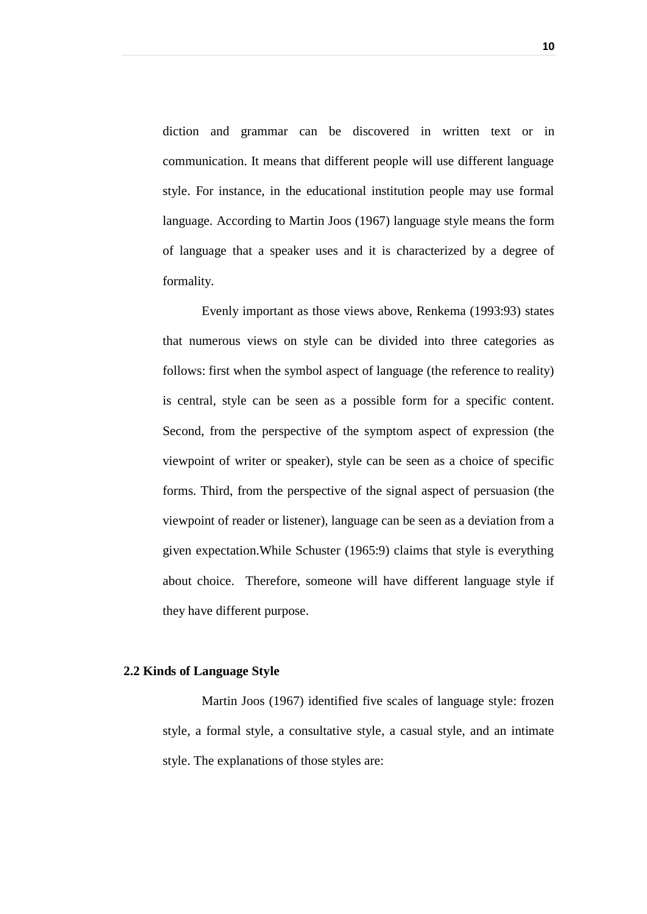diction and grammar can be discovered in written text or in communication. It means that different people will use different language style. For instance, in the educational institution people may use formal language. According to Martin Joos (1967) language style means the form of language that a speaker uses and it is characterized by a degree of formality.

Evenly important as those views above, Renkema (1993:93) states that numerous views on style can be divided into three categories as follows: first when the symbol aspect of language (the reference to reality) is central, style can be seen as a possible form for a specific content. Second, from the perspective of the symptom aspect of expression (the viewpoint of writer or speaker), style can be seen as a choice of specific forms. Third, from the perspective of the signal aspect of persuasion (the viewpoint of reader or listener), language can be seen as a deviation from a given expectation.While Schuster (1965:9) claims that style is everything about choice. Therefore, someone will have different language style if they have different purpose.

## 2.2 Kinds of Language Style

Martin Joos (1967) identified five scales of language style: frozen style, a formal style, a consultative style, a casual style, and an intimate style. The explanations of those styles are: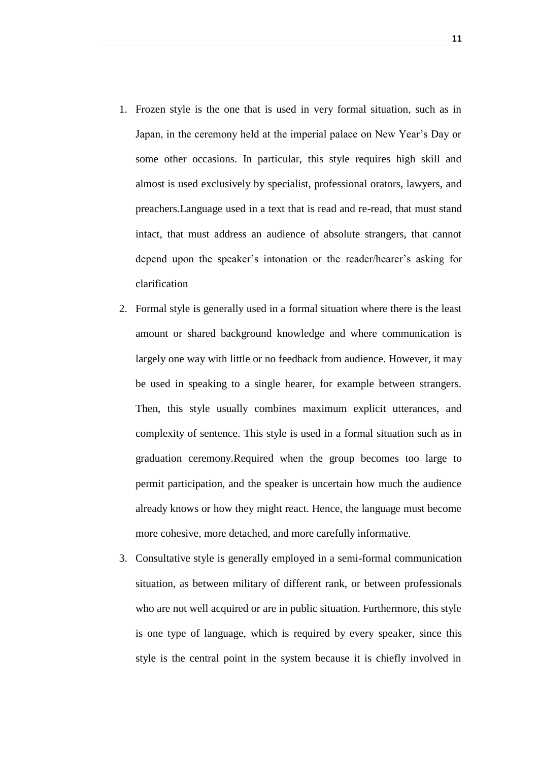1. Frozen style is the one that is used in very formal situation, such as in Japan, in the ceremony held at the imperial palace on New Year's Day or some other occasions. In particular, this style requires high skill and almost is used exclusively by specialist, professional orators, lawyers, and preachers.Language used in a text that is read and re-read, that must stand intact, that must address an audience of absolute strangers, that cannot depend upon the speaker's intonation or the reader/hearer's asking for clarification
2. Formal style is generally used in a formal situation where there is the least amount or shared background knowledge and where communication is largely one way with little or no feedback from audience. However, it may be used in speaking to a single hearer, for example between strangers. Then, this style usually combines maximum explicit utterances, and complexity of sentence. This style is used in a formal situation such as in graduation ceremony.Required when the group becomes too large to permit participation, and the speaker is uncertain how much the audience already knows or how they might react. Hence, the language must become more cohesive, more detached, and more carefully informative.
3. Consultative style is generally employed in a semi-formal communication situation, as between military of different rank, or between professionals who are not well acquired or are in public situation. Furthermore, this style is one type of language, which is required by every speaker, since this style is the central point in the system because it is chiefly involved in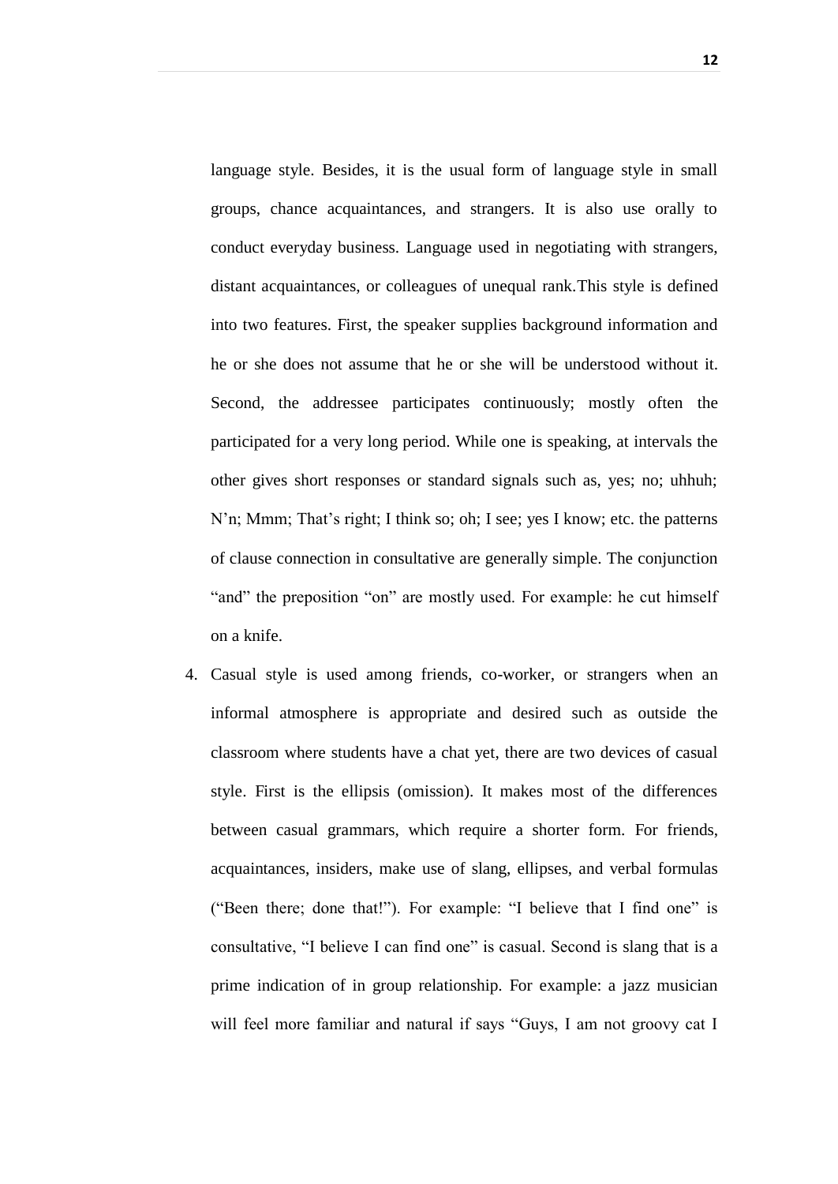language style. Besides, it is the usual form of language style in small groups, chance acquaintances, and strangers. It is also use orally to conduct everyday business. Language used in negotiating with strangers, distant acquaintances, or colleagues of unequal rank.This style is defined into two features. First, the speaker supplies background information and he or she does not assume that he or she will be understood without it. Second, the addressee participates continuously; mostly often the participated for a very long period. While one is speaking, at intervals the other gives short responses or standard signals such as, yes; no; uhhuh; N'n; Mmm; That's right; I think so; oh; I see; yes I know; etc. the patterns of clause connection in consultative are generally simple. The conjunction "and" the preposition "on" are mostly used. For example: he cut himself on a knife.

4. Casual style is used among friends, co-worker, or strangers when an informal atmosphere is appropriate and desired such as outside the classroom where students have a chat yet, there are two devices of casual style. First is the ellipsis (omission). It makes most of the differences between casual grammars, which require a shorter form. For friends, acquaintances, insiders, make use of slang, ellipses, and verbal formulas ("Been there; done that!"). For example: "I believe that I find one" is consultative, "I believe I can find one" is casual. Second is slang that is a prime indication of in group relationship. For example: a jazz musician will feel more familiar and natural if says "Guys, I am not groovy cat I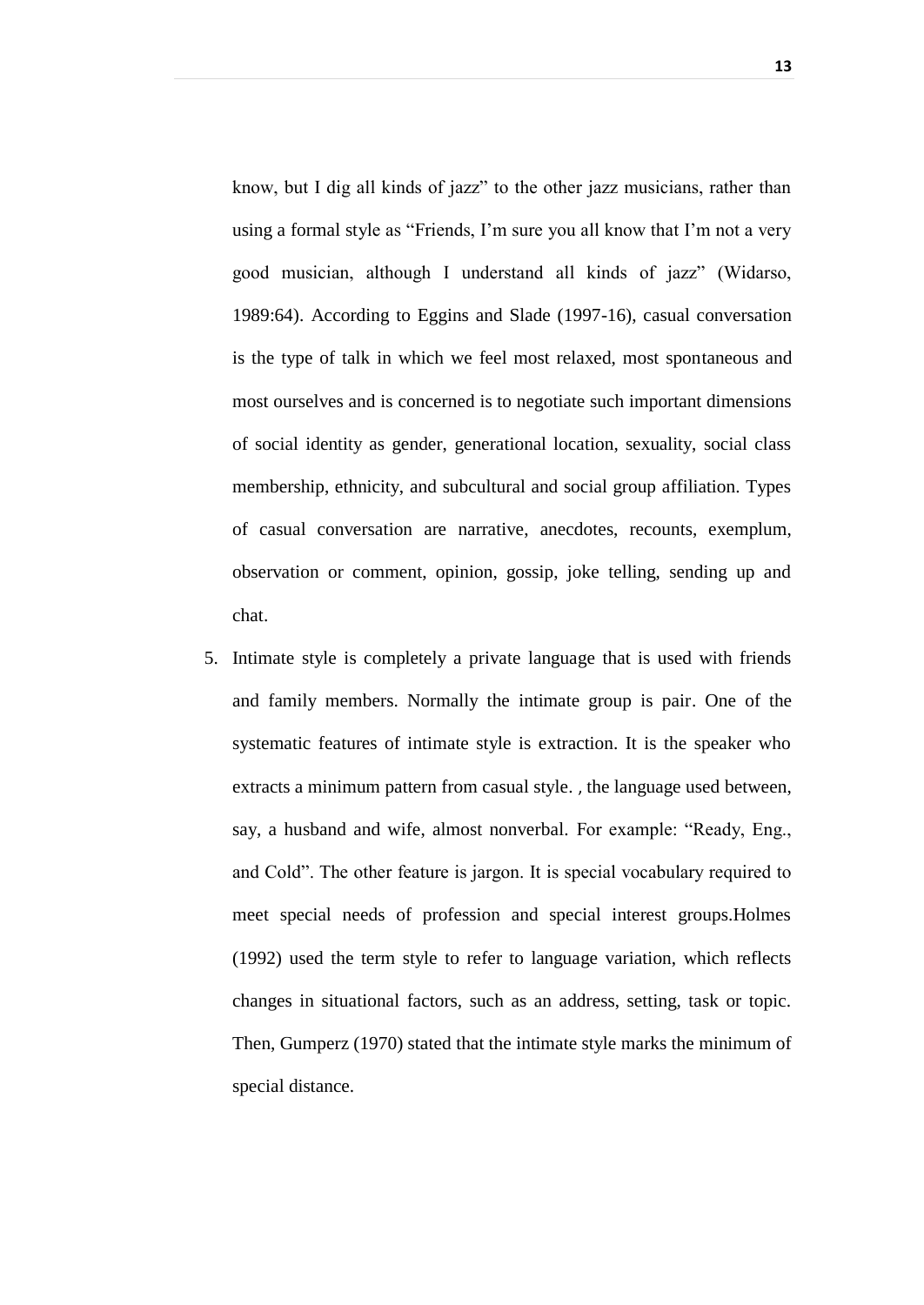know, but I dig all kinds of jazz" to the other jazz musicians, rather than using a formal style as "Friends, I'm sure you all know that I'm not a very good musician, although I understand all kinds of jazz" (Widarso, 1989:64). According to Eggins and Slade (1997-16), casual conversation is the type of talk in which we feel most relaxed, most spontaneous and most ourselves and is concerned is to negotiate such important dimensions of social identity as gender, generational location, sexuality, social class membership, ethnicity, and subcultural and social group affiliation. Types of casual conversation are narrative, anecdotes, recounts, exemplum, observation or comment, opinion, gossip, joke telling, sending up and chat.

5. Intimate style is completely a private language that is used with friends and family members. Normally the intimate group is pair. One of the systematic features of intimate style is extraction. It is the speaker who extracts a minimum pattern from casual style. , the language used between, say, a husband and wife, almost nonverbal. For example: "Ready, Eng., and Cold". The other feature is jargon. It is special vocabulary required to meet special needs of profession and special interest groups.Holmes (1992) used the term style to refer to language variation, which reflects changes in situational factors, such as an address, setting, task or topic. Then, Gumperz (1970) stated that the intimate style marks the minimum of special distance.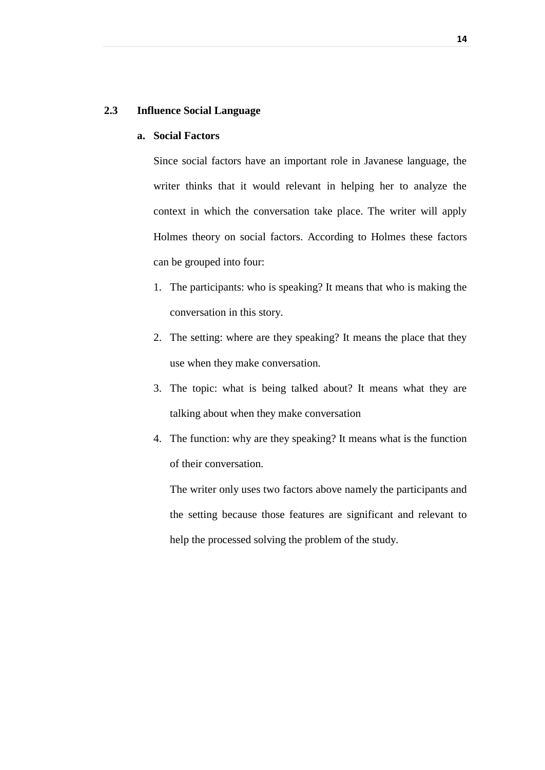## 2.3 Influence Social Language

### a. Social Factors

Since social factors have an important role in Javanese language, the writer thinks that it would relevant in helping her to analyze the context in which the conversation take place. The writer will apply Holmes theory on social factors. According to Holmes these factors can be grouped into four:

1. The participants: who is speaking? It means that who is making the conversation in this story.
2. The setting: where are they speaking? It means the place that they use when they make conversation.
3. The topic: what is being talked about? It means what they are talking about when they make conversation
4. The function: why are they speaking? It means what is the function of their conversation.

   The writer only uses two factors above namely the participants and the setting because those features are significant and relevant to help the processed solving the problem of the study.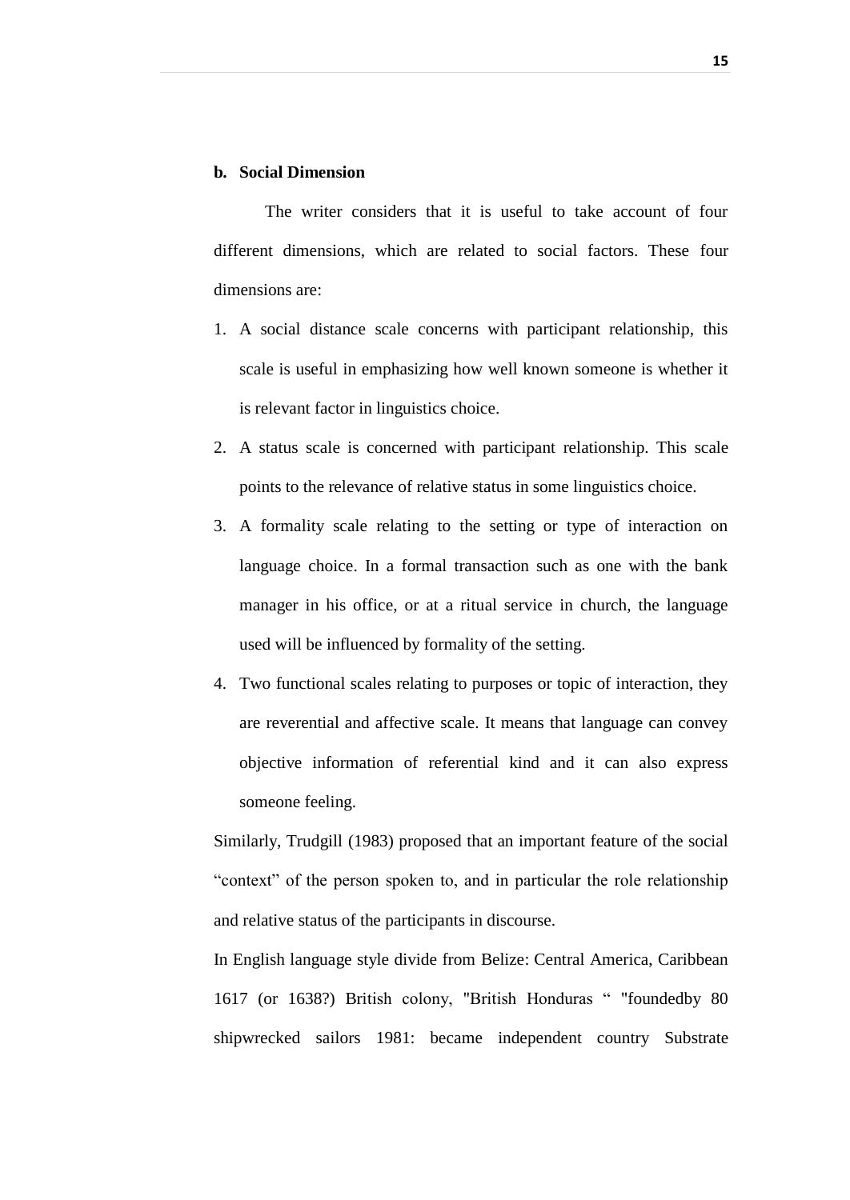**b. Social Dimension**

The writer considers that it is useful to take account of four different dimensions, which are related to social factors. These four dimensions are:

1. A social distance scale concerns with participant relationship, this scale is useful in emphasizing how well known someone is whether it is relevant factor in linguistics choice.
2. A status scale is concerned with participant relationship. This scale points to the relevance of relative status in some linguistics choice.
3. A formality scale relating to the setting or type of interaction on language choice. In a formal transaction such as one with the bank manager in his office, or at a ritual service in church, the language used will be influenced by formality of the setting.
4. Two functional scales relating to purposes or topic of interaction, they are reverential and affective scale. It means that language can convey objective information of referential kind and it can also express someone feeling.

Similarly, Trudgill (1983) proposed that an important feature of the social "context" of the person spoken to, and in particular the role relationship and relative status of the participants in discourse.

In English language style divide from Belize: Central America, Caribbean 1617 (or 1638?) British colony, "British Honduras " "foundedby 80 shipwrecked sailors 1981: became independent country Substrate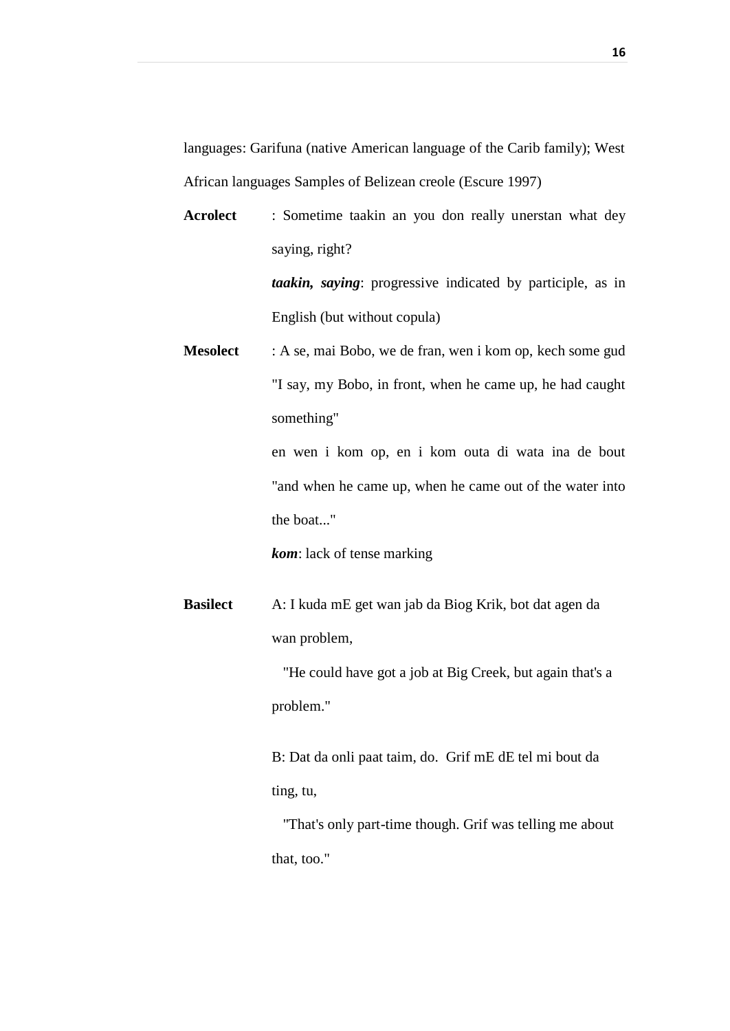languages: Garifuna (native American language of the Carib family); West African languages Samples of Belizean creole (Escure 1997)

**Acrolect** : Sometime taakin an you don really unerstan what dey saying, right?

***taakin, saying***: progressive indicated by participle, as in English (but without copula)

**Mesolect** : A se, mai Bobo, we de fran, wen i kom op, kech some gud "I say, my Bobo, in front, when he came up, he had caught something"

en wen i kom op, en i kom outa di wata ina de bout "and when he came up, when he came out of the water into the boat..."

***kom***: lack of tense marking

**Basilect** A: I kuda mE get wan jab da Biog Krik, bot dat agen da wan problem,

"He could have got a job at Big Creek, but again that's a problem."

B: Dat da onli paat taim, do. Grif mE dE tel mi bout da ting, tu,

"That's only part-time though. Grif was telling me about that, too."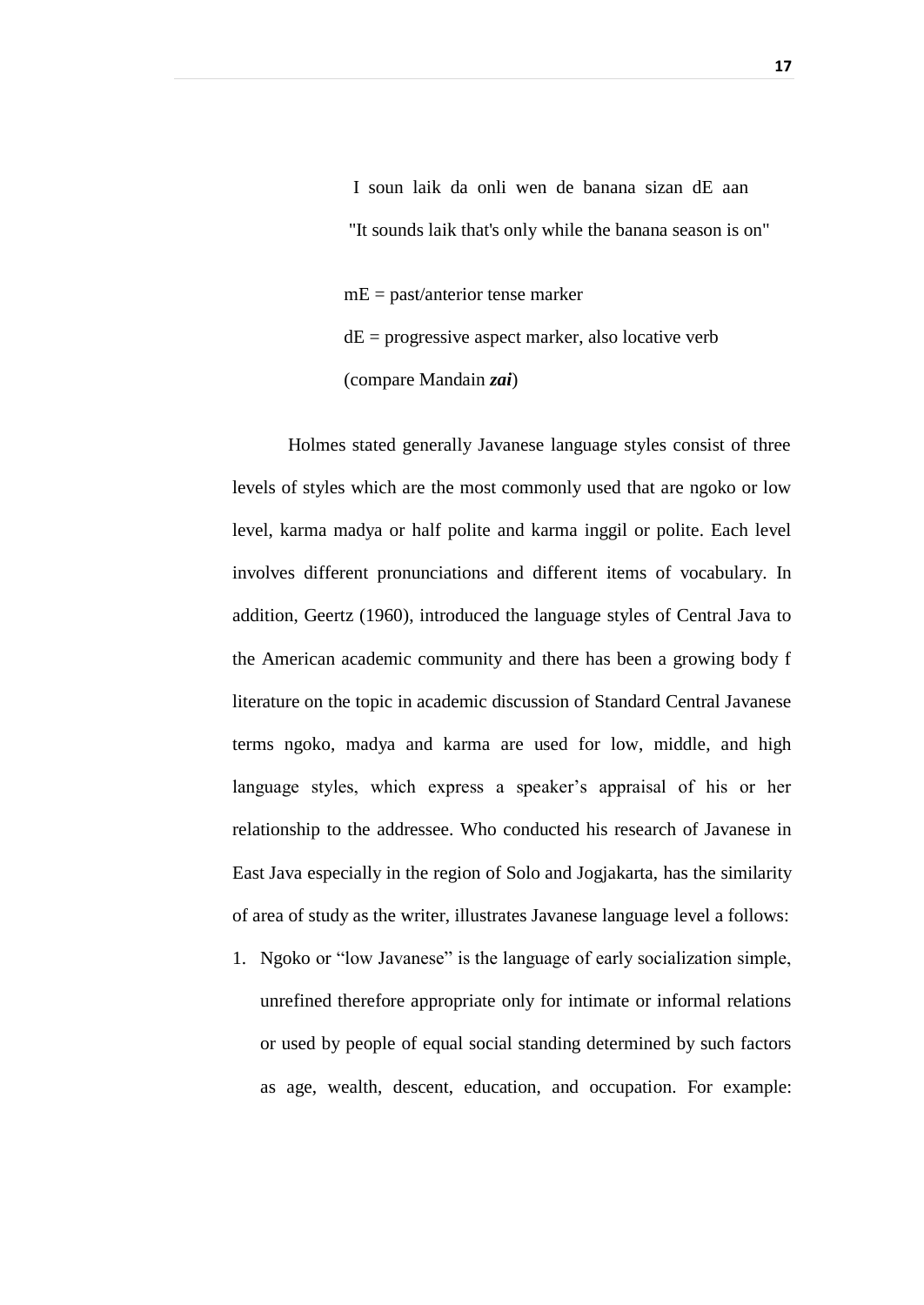I soun laik da onli wen de banana sizan dE aan

"It sounds laik that's only while the banana season is on"

mE = past/anterior tense marker

dE = progressive aspect marker, also locative verb

(compare Mandain ***zai***)

Holmes stated generally Javanese language styles consist of three levels of styles which are the most commonly used that are ngoko or low level, karma madya or half polite and karma inggil or polite. Each level involves different pronunciations and different items of vocabulary. In addition, Geertz (1960), introduced the language styles of Central Java to the American academic community and there has been a growing body f literature on the topic in academic discussion of Standard Central Javanese terms ngoko, madya and karma are used for low, middle, and high language styles, which express a speaker's appraisal of his or her relationship to the addressee. Who conducted his research of Javanese in East Java especially in the region of Solo and Jogjakarta, has the similarity of area of study as the writer, illustrates Javanese language level a follows:

1. Ngoko or "low Javanese" is the language of early socialization simple, unrefined therefore appropriate only for intimate or informal relations or used by people of equal social standing determined by such factors as age, wealth, descent, education, and occupation. For example: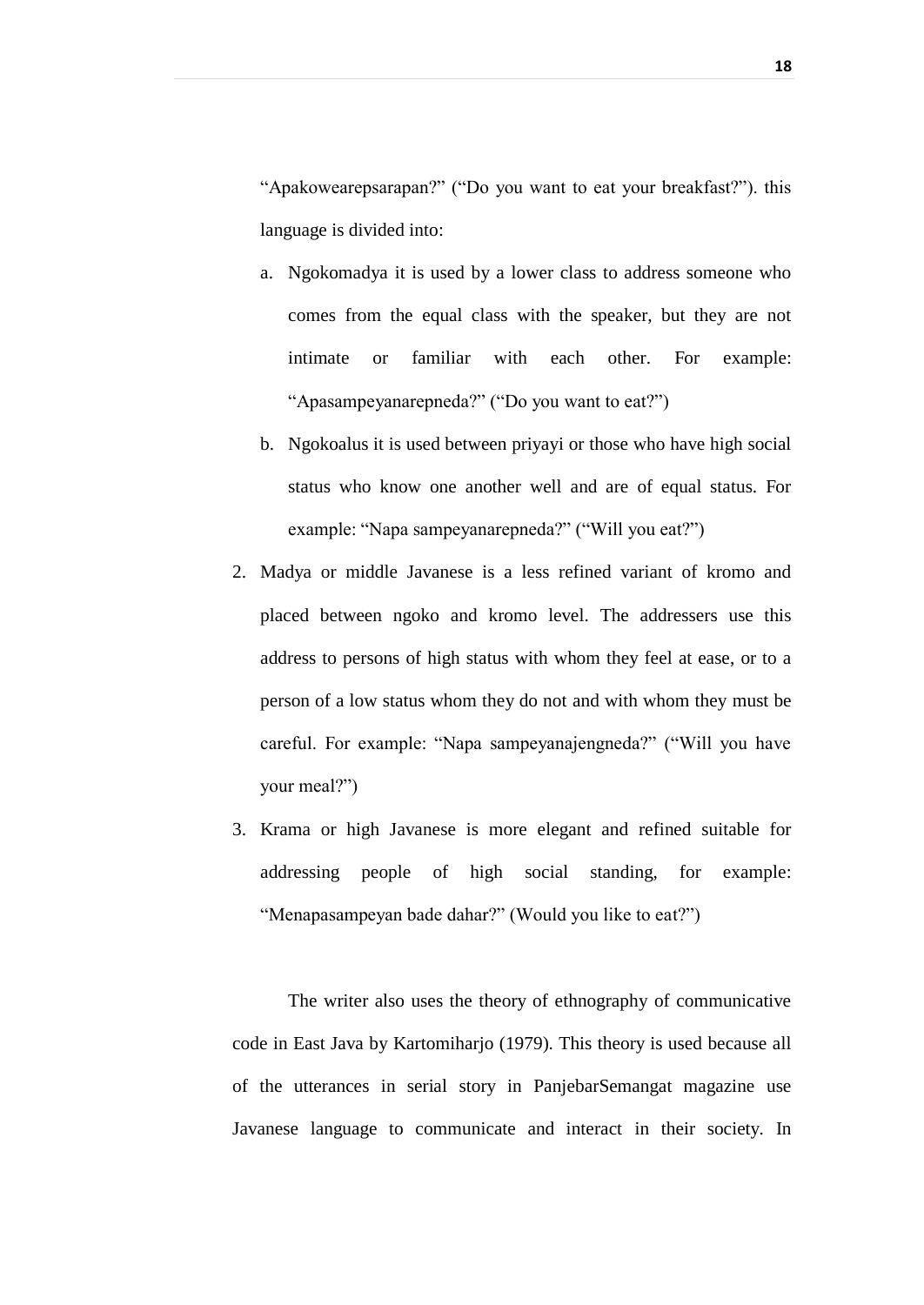"Apakowearepsarapan?" ("Do you want to eat your breakfast?"). this language is divided into:

a. Ngokomadya it is used by a lower class to address someone who comes from the equal class with the speaker, but they are not intimate or familiar with each other. For example: "Apasampeyanarepneda?" ("Do you want to eat?")
b. Ngokoalus it is used between priyayi or those who have high social status who know one another well and are of equal status. For example: "Napa sampeyanarepneda?" ("Will you eat?")

2. Madya or middle Javanese is a less refined variant of kromo and placed between ngoko and kromo level. The addressers use this address to persons of high status with whom they feel at ease, or to a person of a low status whom they do not and with whom they must be careful. For example: "Napa sampeyanajengneda?" ("Will you have your meal?")
3. Krama or high Javanese is more elegant and refined suitable for addressing people of high social standing, for example: "Menapasampeyan bade dahar?" (Would you like to eat?")

The writer also uses the theory of ethnography of communicative code in East Java by Kartomiharjo (1979). This theory is used because all of the utterances in serial story in PanjebarSemangat magazine use Javanese language to communicate and interact in their society. In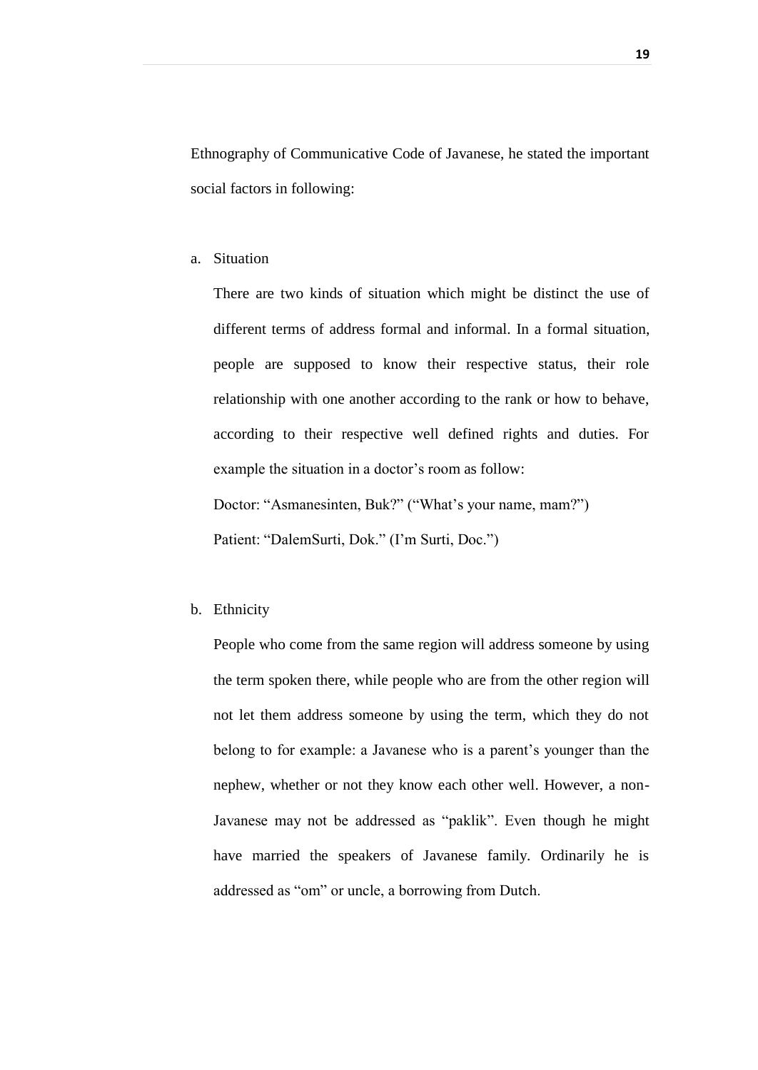Ethnography of Communicative Code of Javanese, he stated the important social factors in following:

a. Situation

   There are two kinds of situation which might be distinct the use of different terms of address formal and informal. In a formal situation, people are supposed to know their respective status, their role relationship with one another according to the rank or how to behave, according to their respective well defined rights and duties. For example the situation in a doctor's room as follow:

   Doctor: "Asmanesinten, Buk?" ("What's your name, mam?")

   Patient: "DalemSurti, Dok." (I'm Surti, Doc.")

b. Ethnicity

   People who come from the same region will address someone by using the term spoken there, while people who are from the other region will not let them address someone by using the term, which they do not belong to for example: a Javanese who is a parent's younger than the nephew, whether or not they know each other well. However, a non-Javanese may not be addressed as "paklik". Even though he might have married the speakers of Javanese family. Ordinarily he is addressed as "om" or uncle, a borrowing from Dutch.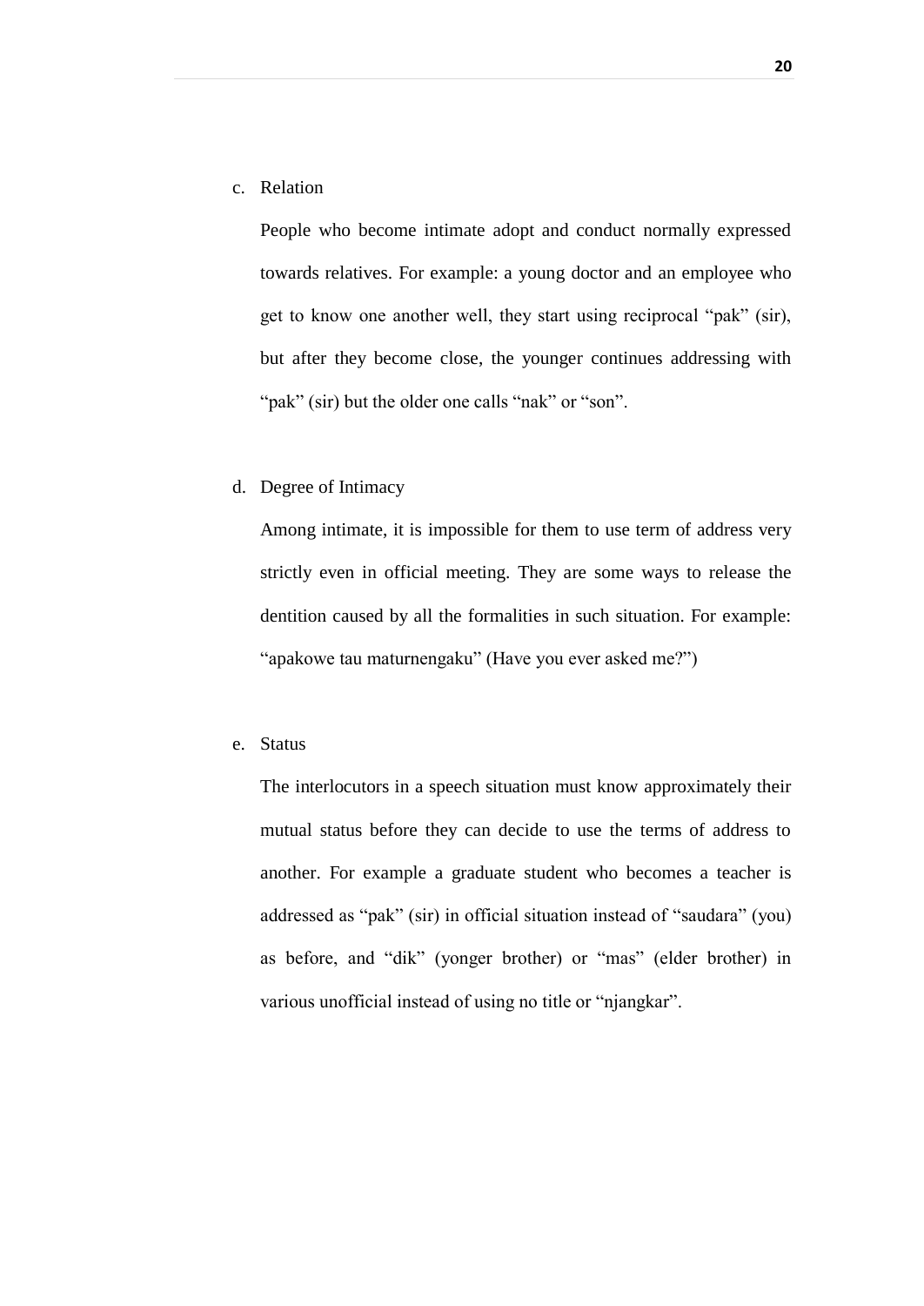c. Relation

People who become intimate adopt and conduct normally expressed towards relatives. For example: a young doctor and an employee who get to know one another well, they start using reciprocal “pak” (sir), but after they become close, the younger continues addressing with “pak” (sir) but the older one calls “nak” or “son”.

d. Degree of Intimacy

Among intimate, it is impossible for them to use term of address very strictly even in official meeting. They are some ways to release the dentition caused by all the formalities in such situation. For example: “apakowe tau maturnengaku” (Have you ever asked me?”)

e. Status

The interlocutors in a speech situation must know approximately their mutual status before they can decide to use the terms of address to another. For example a graduate student who becomes a teacher is addressed as “pak” (sir) in official situation instead of “saudara” (you) as before, and “dik” (yonger brother) or “mas” (elder brother) in various unofficial instead of using no title or “njangkar”.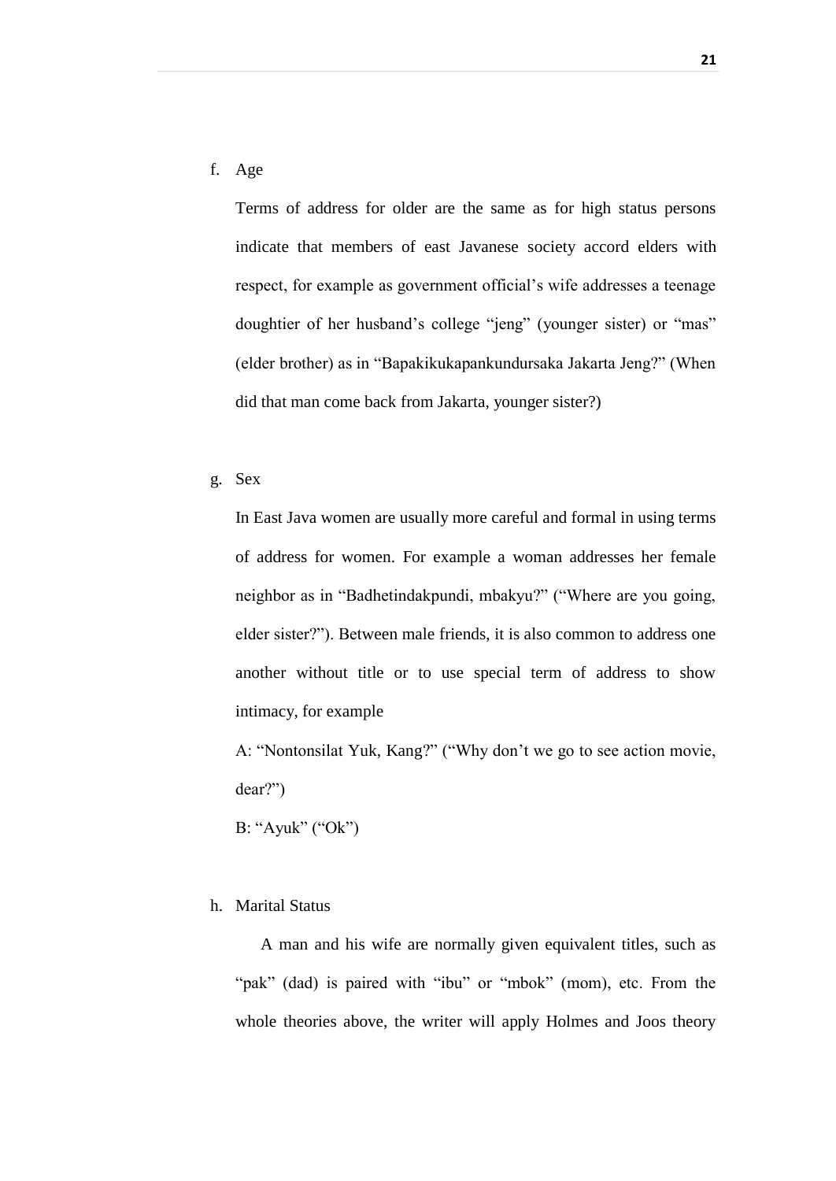f. Age

Terms of address for older are the same as for high status persons indicate that members of east Javanese society accord elders with respect, for example as government official's wife addresses a teenage doughtier of her husband's college "jeng" (younger sister) or "mas" (elder brother) as in "Bapakikukapankundursaka Jakarta Jeng?" (When did that man come back from Jakarta, younger sister?)

g. Sex

In East Java women are usually more careful and formal in using terms of address for women. For example a woman addresses her female neighbor as in "Badhetindakpundi, mbakyu?" ("Where are you going, elder sister?"). Between male friends, it is also common to address one another without title or to use special term of address to show intimacy, for example

A: "Nontonsilat Yuk, Kang?" ("Why don't we go to see action movie, dear?")

B: "Ayuk" ("Ok")

h. Marital Status

A man and his wife are normally given equivalent titles, such as "pak" (dad) is paired with "ibu" or "mbok" (mom), etc. From the whole theories above, the writer will apply Holmes and Joos theory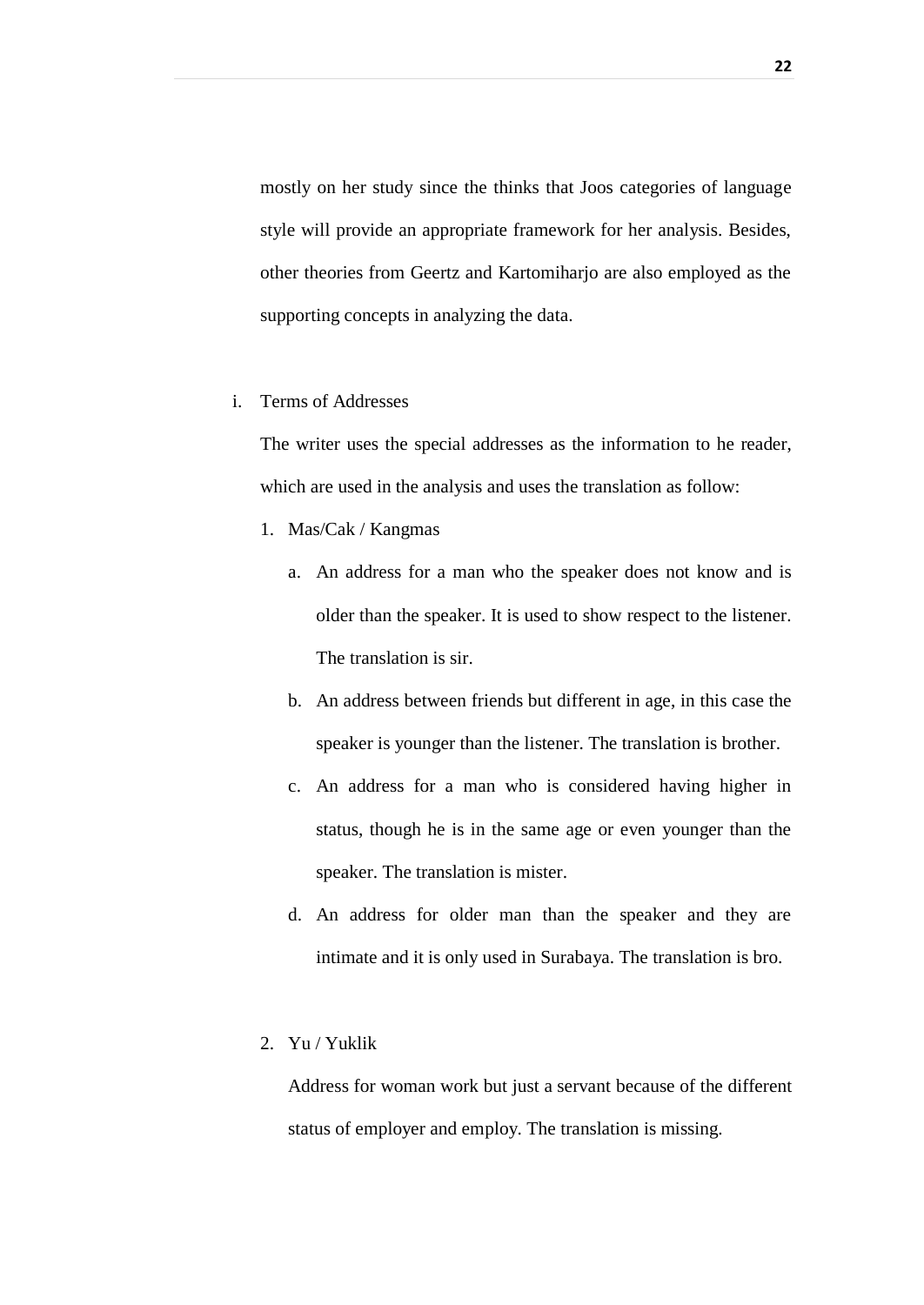mostly on her study since the thinks that Joos categories of language style will provide an appropriate framework for her analysis. Besides, other theories from Geertz and Kartomiharjo are also employed as the supporting concepts in analyzing the data.

i. Terms of Addresses

The writer uses the special addresses as the information to he reader, which are used in the analysis and uses the translation as follow:

1. Mas/Cak / Kangmas
    a. An address for a man who the speaker does not know and is older than the speaker. It is used to show respect to the listener. The translation is sir.
    b. An address between friends but different in age, in this case the speaker is younger than the listener. The translation is brother.
    c. An address for a man who is considered having higher in status, though he is in the same age or even younger than the speaker. The translation is mister.
    d. An address for older man than the speaker and they are intimate and it is only used in Surabaya. The translation is bro.

2. Yu / Yuklik

    Address for woman work but just a servant because of the different status of employer and employ. The translation is missing.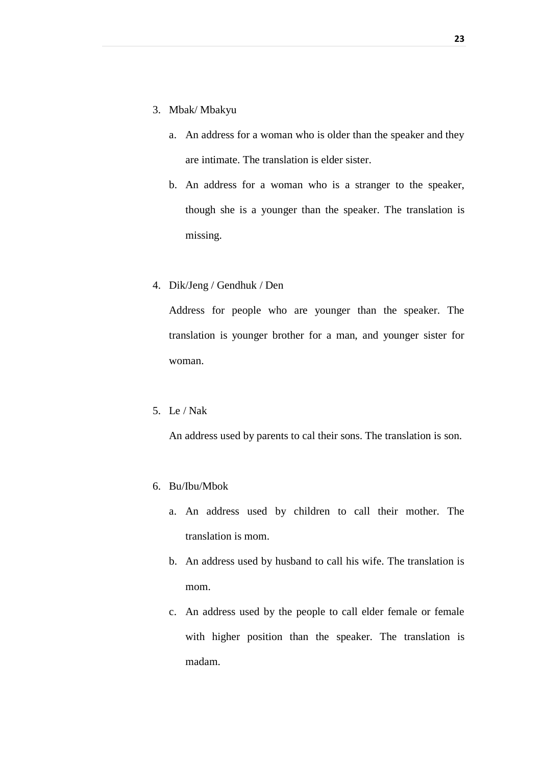3. Mbak/ Mbakyu
    a. An address for a woman who is older than the speaker and they are intimate. The translation is elder sister.
    b. An address for a woman who is a stranger to the speaker, though she is a younger than the speaker. The translation is missing.

4. Dik/Jeng / Gendhuk / Den

    Address for people who are younger than the speaker. The translation is younger brother for a man, and younger sister for woman.

5. Le / Nak

    An address used by parents to cal their sons. The translation is son.

6. Bu/Ibu/Mbok
    a. An address used by children to call their mother. The translation is mom.
    b. An address used by husband to call his wife. The translation is mom.
    c. An address used by the people to call elder female or female with higher position than the speaker. The translation is madam.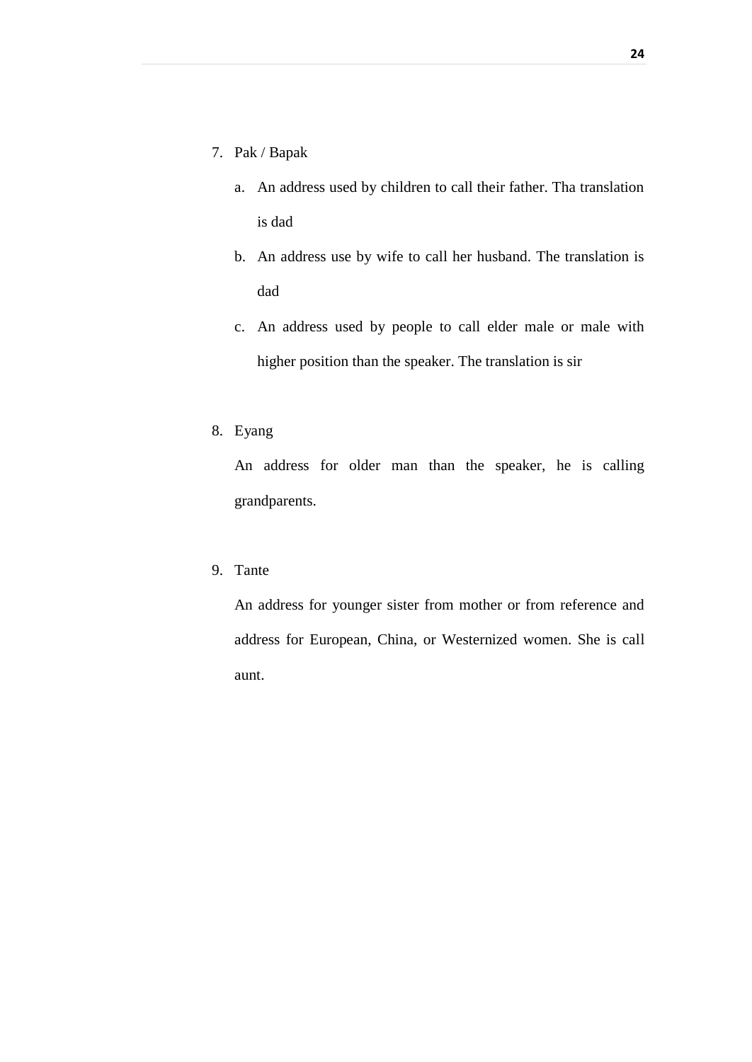7. Pak / Bapak

    a. An address used by children to call their father. Tha translation is dad

    b. An address use by wife to call her husband. The translation is dad

    c. An address used by people to call elder male or male with higher position than the speaker. The translation is sir

8. Eyang

    An address for older man than the speaker, he is calling grandparents.

9. Tante

    An address for younger sister from mother or from reference and address for European, China, or Westernized women. She is call aunt.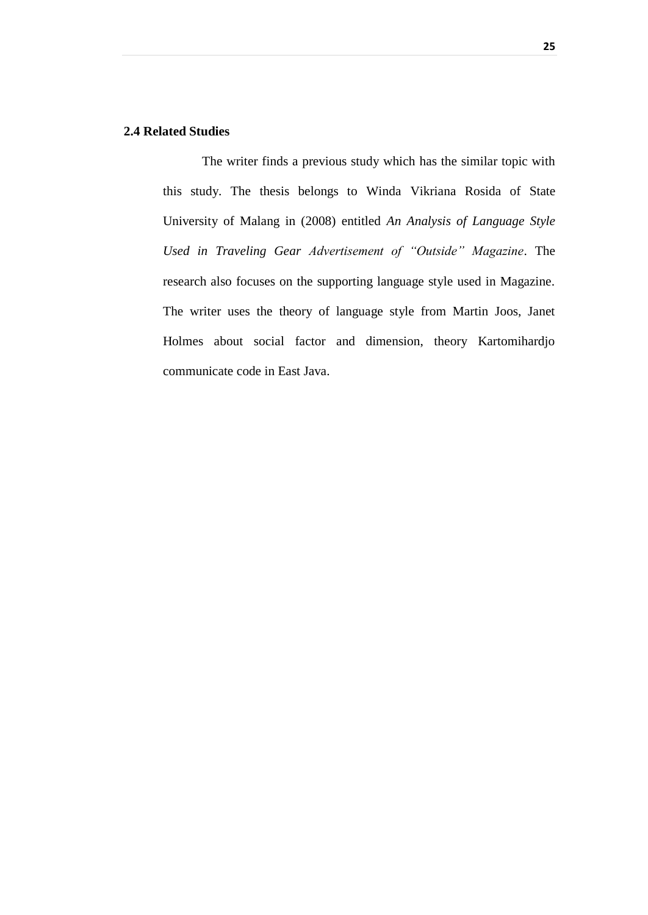## 2.4 Related Studies

The writer finds a previous study which has the similar topic with this study. The thesis belongs to Winda Vikriana Rosida of State University of Malang in (2008) entitled *An Analysis of Language Style Used in Traveling Gear Advertisement of "Outside" Magazine*. The research also focuses on the supporting language style used in Magazine. The writer uses the theory of language style from Martin Joos, Janet Holmes about social factor and dimension, theory Kartomihardjo communicate code in East Java.